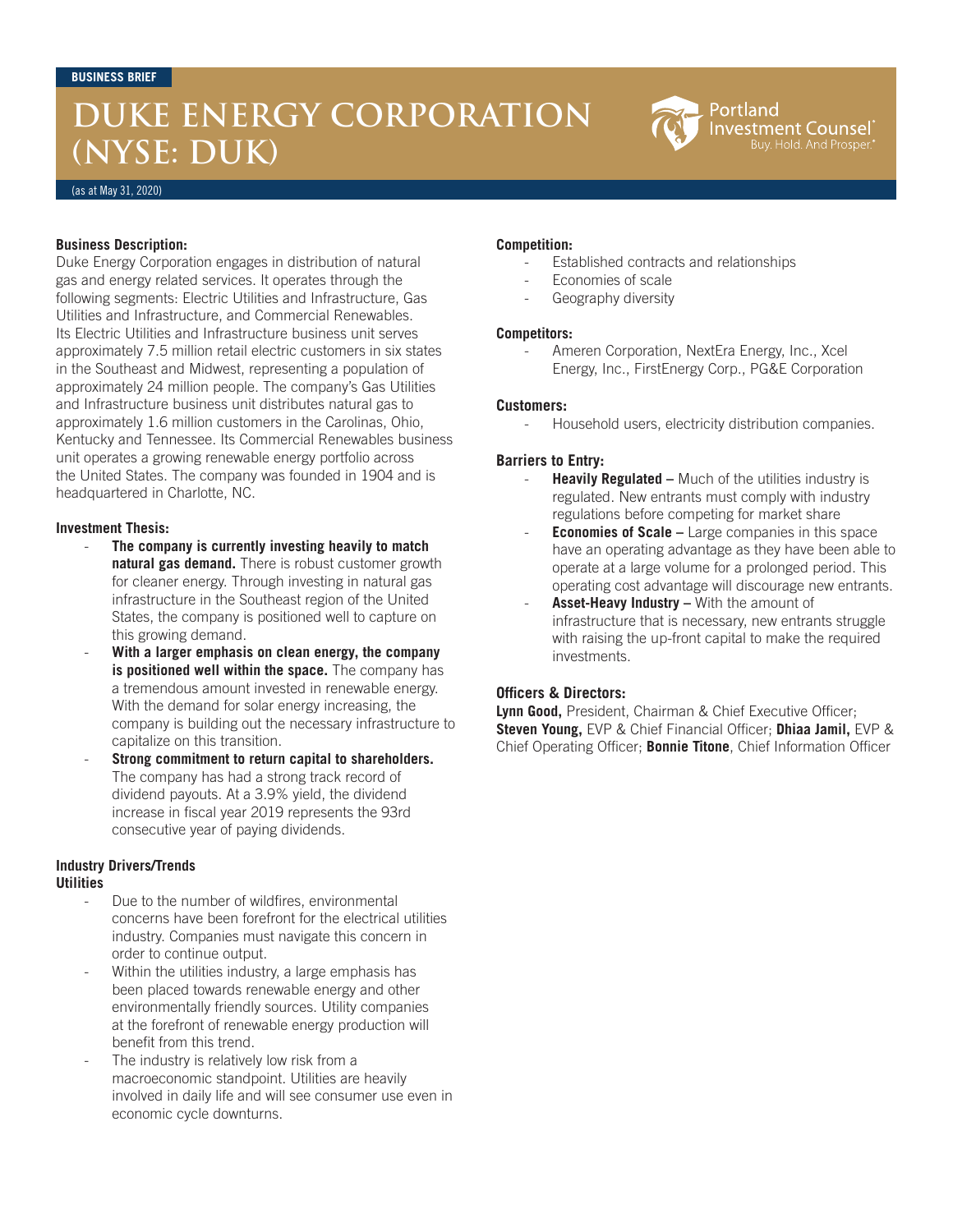BUSINESS BRIEF

# DUKE ENERGY CORPORATION (NYSE: DUK)

(as at May 31, 2020)

**Business Description:**
Duke Energy Corporation engages in distribution of natural gas and energy related services. It operates through the following segments: Electric Utilities and Infrastructure, Gas Utilities and Infrastructure, and Commercial Renewables. Its Electric Utilities and Infrastructure business unit serves approximately 7.5 million retail electric customers in six states in the Southeast and Midwest, representing a population of approximately 24 million people. The company's Gas Utilities and Infrastructure business unit distributes natural gas to approximately 1.6 million customers in the Carolinas, Ohio, Kentucky and Tennessee. Its Commercial Renewables business unit operates a growing renewable energy portfolio across the United States. The company was founded in 1904 and is headquartered in Charlotte, NC.

**Investment Thesis:**

- **The company is currently investing heavily to match natural gas demand.** There is robust customer growth for cleaner energy. Through investing in natural gas infrastructure in the Southeast region of the United States, the company is positioned well to capture on this growing demand.
- **With a larger emphasis on clean energy, the company is positioned well within the space.** The company has a tremendous amount invested in renewable energy. With the demand for solar energy increasing, the company is building out the necessary infrastructure to capitalize on this transition.
- **Strong commitment to return capital to shareholders.** The company has had a strong track record of dividend payouts. At a 3.9% yield, the dividend increase in fiscal year 2019 represents the 93rd consecutive year of paying dividends.

**Industry Drivers/Trends**
**Utilities**

- Due to the number of wildfires, environmental concerns have been forefront for the electrical utilities industry. Companies must navigate this concern in order to continue output.
- Within the utilities industry, a large emphasis has been placed towards renewable energy and other environmentally friendly sources. Utility companies at the forefront of renewable energy production will benefit from this trend.
- The industry is relatively low risk from a macroeconomic standpoint. Utilities are heavily involved in daily life and will see consumer use even in economic cycle downturns.

**Competition:**

- Established contracts and relationships
- Economies of scale
- Geography diversity

**Competitors:**

- Ameren Corporation, NextEra Energy, Inc., Xcel Energy, Inc., FirstEnergy Corp., PG&E Corporation

**Customers:**

- Household users, electricity distribution companies.

**Barriers to Entry:**

- **Heavily Regulated –** Much of the utilities industry is regulated. New entrants must comply with industry regulations before competing for market share
- **Economies of Scale –** Large companies in this space have an operating advantage as they have been able to operate at a large volume for a prolonged period. This operating cost advantage will discourage new entrants.
- **Asset-Heavy Industry –** With the amount of infrastructure that is necessary, new entrants struggle with raising the up-front capital to make the required investments.

**Officers & Directors:**
**Lynn Good,** President, Chairman & Chief Executive Officer; **Steven Young,** EVP & Chief Financial Officer; **Dhiaa Jamil,** EVP & Chief Operating Officer; **Bonnie Titone**, Chief Information Officer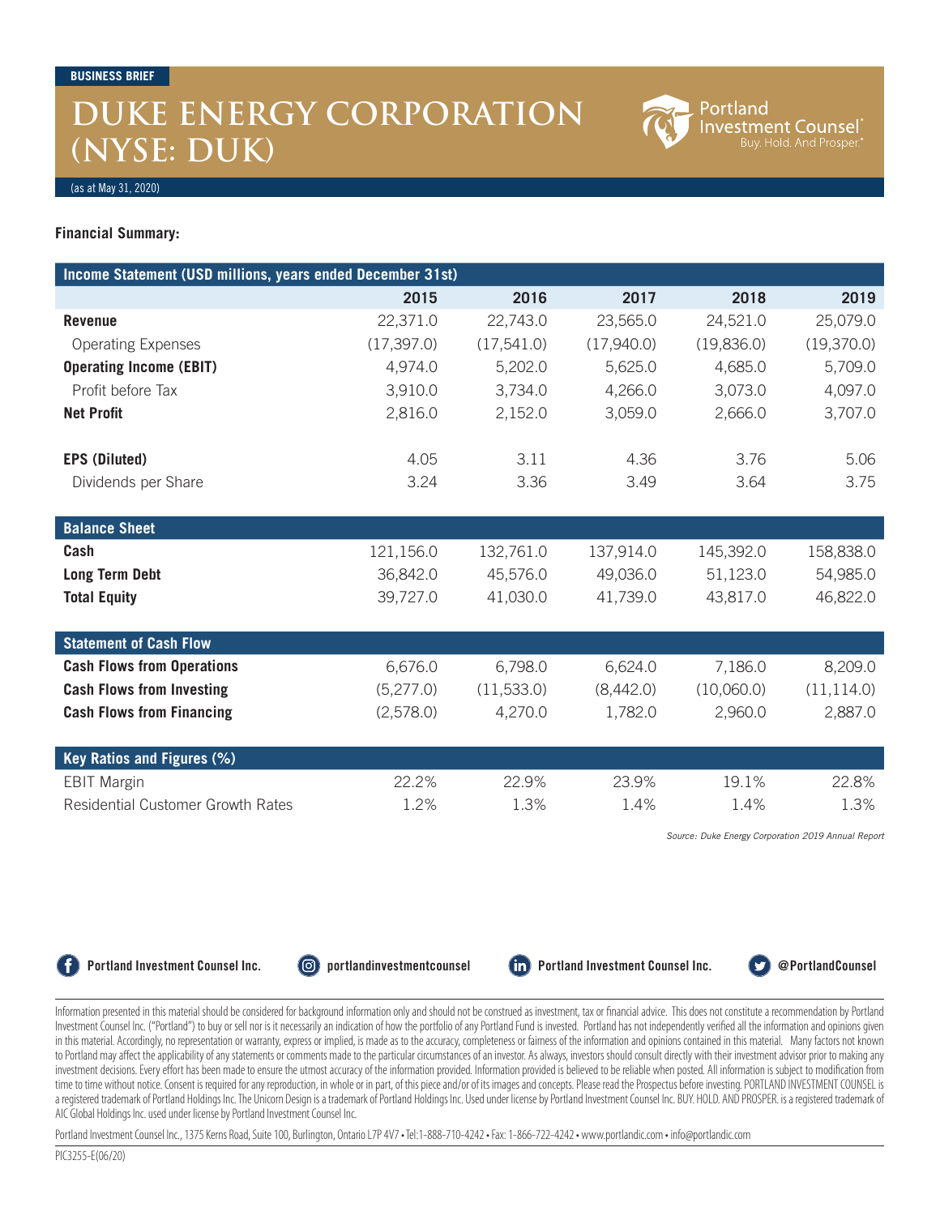BUSINESS BRIEF

# DUKE ENERGY CORPORATION (NYSE: DUK)

Portland Investment Counsel® Buy. Hold. And Prosper.®

(as at May 31, 2020)

**Financial Summary:**

| Income Statement (USD millions, years ended December 31st) | 2015 | 2016 | 2017 | 2018 | 2019 |
|---|---|---|---|---|---|
| **Revenue** | 22,371.0 | 22,743.0 | 23,565.0 | 24,521.0 | 25,079.0 |
| Operating Expenses | (17,397.0) | (17,541.0) | (17,940.0) | (19,836.0) | (19,370.0) |
| **Operating Income (EBIT)** | 4,974.0 | 5,202.0 | 5,625.0 | 4,685.0 | 5,709.0 |
| Profit before Tax | 3,910.0 | 3,734.0 | 4,266.0 | 3,073.0 | 4,097.0 |
| **Net Profit** | 2,816.0 | 2,152.0 | 3,059.0 | 2,666.0 | 3,707.0 |
| | | | | | |
| **EPS (Diluted)** | 4.05 | 3.11 | 4.36 | 3.76 | 5.06 |
| Dividends per Share | 3.24 | 3.36 | 3.49 | 3.64 | 3.75 |
| **Balance Sheet** | | | | | |
| **Cash** | 121,156.0 | 132,761.0 | 137,914.0 | 145,392.0 | 158,838.0 |
| **Long Term Debt** | 36,842.0 | 45,576.0 | 49,036.0 | 51,123.0 | 54,985.0 |
| **Total Equity** | 39,727.0 | 41,030.0 | 41,739.0 | 43,817.0 | 46,822.0 |
| **Statement of Cash Flow** | | | | | |
| **Cash Flows from Operations** | 6,676.0 | 6,798.0 | 6,624.0 | 7,186.0 | 8,209.0 |
| **Cash Flows from Investing** | (5,277.0) | (11,533.0) | (8,442.0) | (10,060.0) | (11,114.0) |
| **Cash Flows from Financing** | (2,578.0) | 4,270.0 | 1,782.0 | 2,960.0 | 2,887.0 |
| **Key Ratios and Figures (%)** | | | | | |
| EBIT Margin | 22.2% | 22.9% | 23.9% | 19.1% | 22.8% |
| Residential Customer Growth Rates | 1.2% | 1.3% | 1.4% | 1.4% | 1.3% |

*Source: Duke Energy Corporation 2019 Annual Report*

**Portland Investment Counsel Inc.** | **portlandinvestmentcounsel** | **Portland Investment Counsel Inc.** | **@PortlandCounsel**

Information presented in this material should be considered for background information only and should not be construed as investment, tax or financial advice. This does not constitute a recommendation by Portland Investment Counsel Inc. ("Portland") to buy or sell nor is it necessarily an indication of how the portfolio of any Portland Fund is invested. Portland has not independently verified all the information and opinions given in this material. Accordingly, no representation or warranty, express or implied, is made as to the accuracy, completeness or fairness of the information and opinions contained in this material. Many factors not known to Portland may affect the applicability of any statements or comments made to the particular circumstances of an investor. As always, investors should consult directly with their investment advisor prior to making any investment decisions. Every effort has been made to ensure the utmost accuracy of the information provided. Information provided is believed to be reliable when posted. All information is subject to modification from time to time without notice. Consent is required for any reproduction, in whole or in part, of this piece and/or of its images and concepts. Please read the Prospectus before investing. PORTLAND INVESTMENT COUNSEL is a registered trademark of Portland Holdings Inc. The Unicorn Design is a trademark of Portland Holdings Inc. Used under license by Portland Investment Counsel Inc. BUY. HOLD. AND PROSPER. is a registered trademark of AIC Global Holdings Inc. used under license by Portland Investment Counsel Inc.

Portland Investment Counsel Inc., 1375 Kerns Road, Suite 100, Burlington, Ontario L7P 4V7 • Tel:1-888-710-4242 • Fax: 1-866-722-4242 • www.portlandic.com • info@portlandic.com

PIC3255-E(06/20)